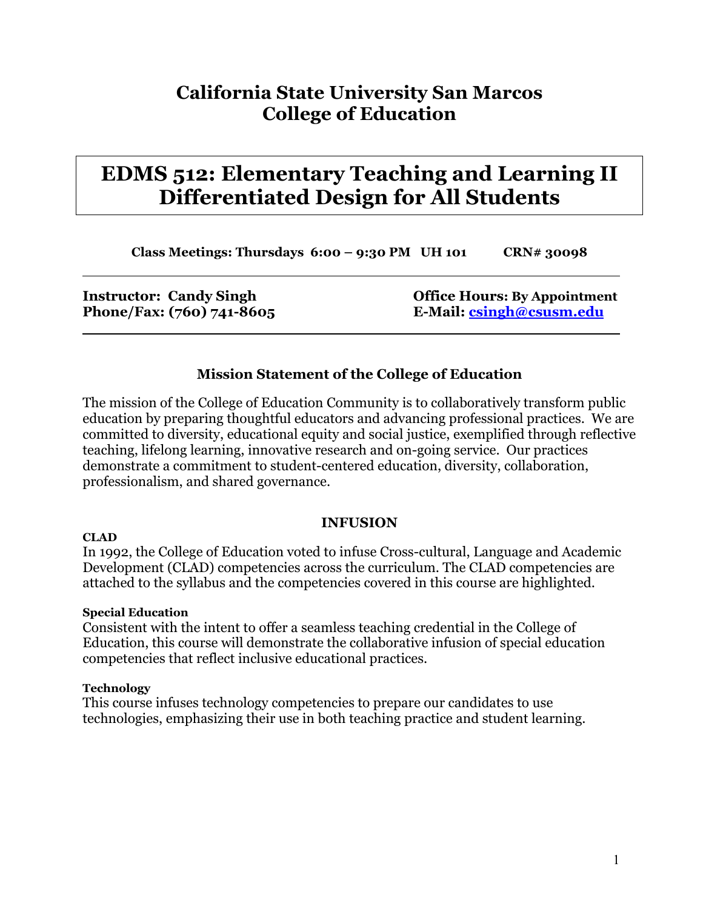# California State University San Marcos
# College of Education

## EDMS 512: Elementary Teaching and Learning II Differentiated Design for All Students

**Class Meetings: Thursdays 6:00 – 9:30 PM UH 101 CRN# 30098**

**Instructor: Candy Singh**
**Phone/Fax: (760) 741-8605**

**Office Hours: By Appointment**
**E-Mail: [csingh@csusm.edu](mailto:csingh@csusm.edu)**

### Mission Statement of the College of Education

The mission of the College of Education Community is to collaboratively transform public education by preparing thoughtful educators and advancing professional practices. We are committed to diversity, educational equity and social justice, exemplified through reflective teaching, lifelong learning, innovative research and on-going service. Our practices demonstrate a commitment to student-centered education, diversity, collaboration, professionalism, and shared governance.

### INFUSION

**CLAD**

In 1992, the College of Education voted to infuse Cross-cultural, Language and Academic Development (CLAD) competencies across the curriculum. The CLAD competencies are attached to the syllabus and the competencies covered in this course are highlighted.

**Special Education**

Consistent with the intent to offer a seamless teaching credential in the College of Education, this course will demonstrate the collaborative infusion of special education competencies that reflect inclusive educational practices.

**Technology**

This course infuses technology competencies to prepare our candidates to use technologies, emphasizing their use in both teaching practice and student learning.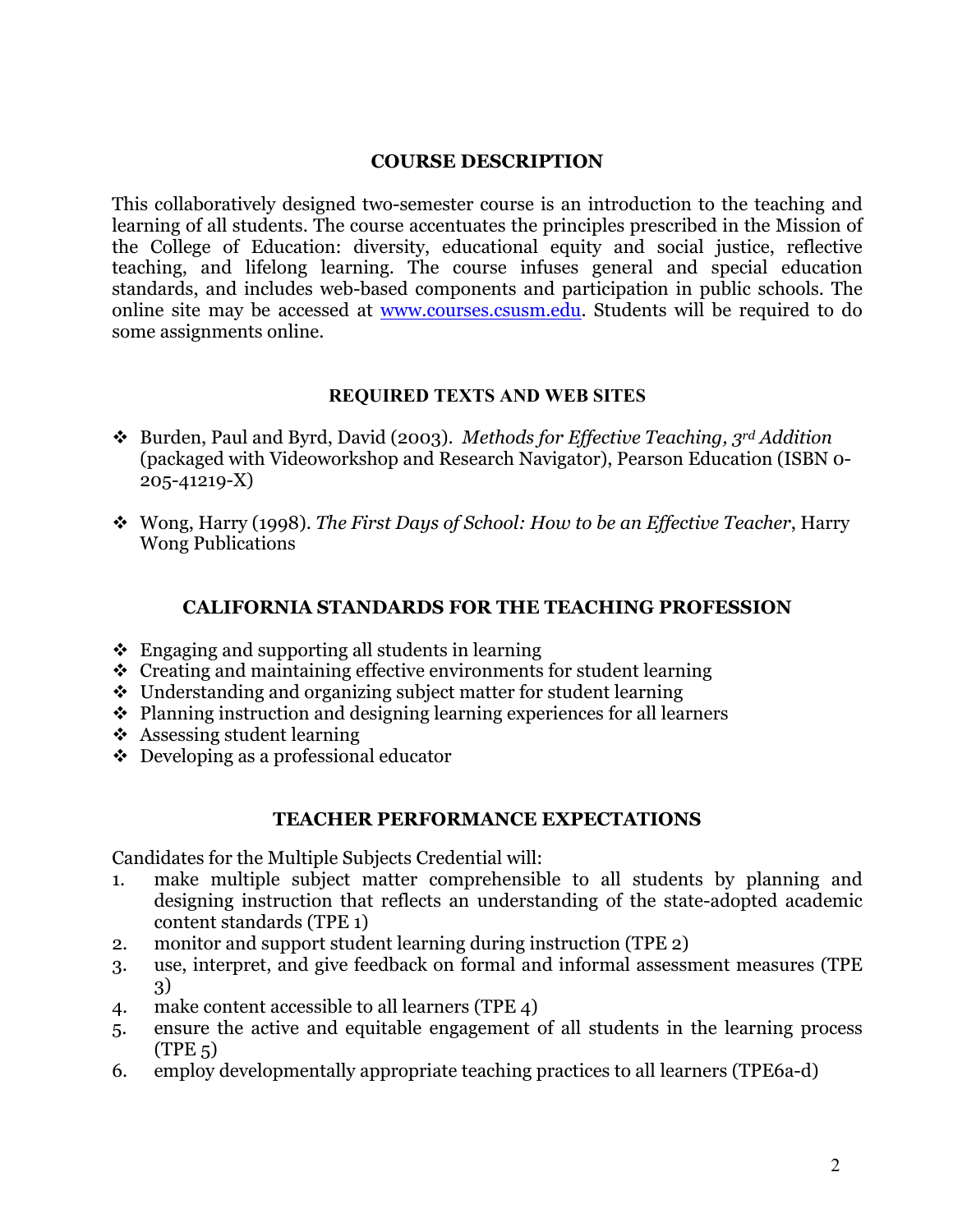## COURSE DESCRIPTION

This collaboratively designed two-semester course is an introduction to the teaching and learning of all students. The course accentuates the principles prescribed in the Mission of the College of Education: diversity, educational equity and social justice, reflective teaching, and lifelong learning. The course infuses general and special education standards, and includes web-based components and participation in public schools. The online site may be accessed at www.courses.csusm.edu. Students will be required to do some assignments online.

## REQUIRED TEXTS AND WEB SITES

- Burden, Paul and Byrd, David (2003). *Methods for Effective Teaching, 3rd Addition* (packaged with Videoworkshop and Research Navigator), Pearson Education (ISBN 0-205-41219-X)
- Wong, Harry (1998). *The First Days of School: How to be an Effective Teacher*, Harry Wong Publications

## CALIFORNIA STANDARDS FOR THE TEACHING PROFESSION

- Engaging and supporting all students in learning
- Creating and maintaining effective environments for student learning
- Understanding and organizing subject matter for student learning
- Planning instruction and designing learning experiences for all learners
- Assessing student learning
- Developing as a professional educator

## TEACHER PERFORMANCE EXPECTATIONS

Candidates for the Multiple Subjects Credential will:

1. make multiple subject matter comprehensible to all students by planning and designing instruction that reflects an understanding of the state-adopted academic content standards (TPE 1)
2. monitor and support student learning during instruction (TPE 2)
3. use, interpret, and give feedback on formal and informal assessment measures (TPE 3)
4. make content accessible to all learners (TPE 4)
5. ensure the active and equitable engagement of all students in the learning process (TPE 5)
6. employ developmentally appropriate teaching practices to all learners (TPE6a-d)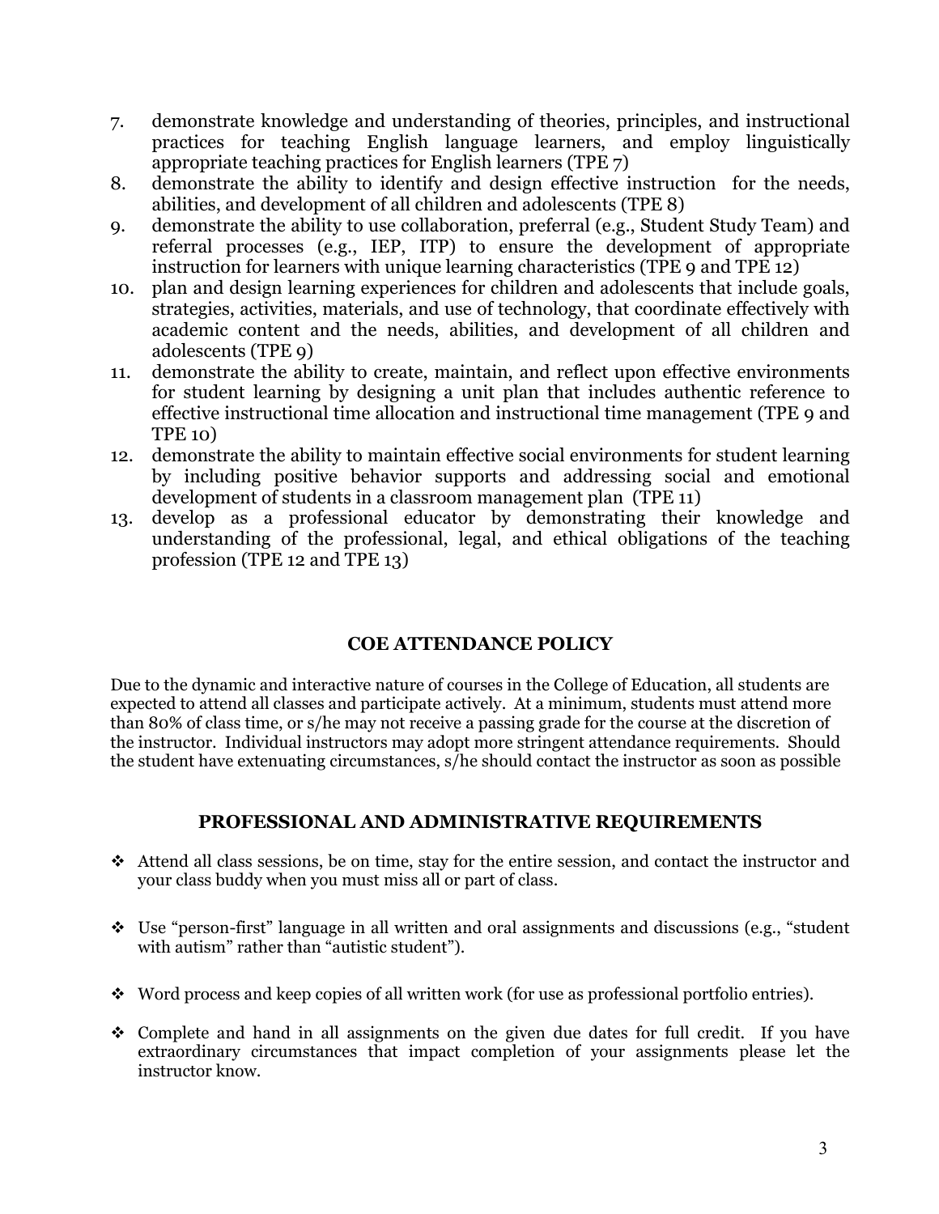7. demonstrate knowledge and understanding of theories, principles, and instructional practices for teaching English language learners, and employ linguistically appropriate teaching practices for English learners (TPE 7)
8. demonstrate the ability to identify and design effective instruction for the needs, abilities, and development of all children and adolescents (TPE 8)
9. demonstrate the ability to use collaboration, preferral (e.g., Student Study Team) and referral processes (e.g., IEP, ITP) to ensure the development of appropriate instruction for learners with unique learning characteristics (TPE 9 and TPE 12)
10. plan and design learning experiences for children and adolescents that include goals, strategies, activities, materials, and use of technology, that coordinate effectively with academic content and the needs, abilities, and development of all children and adolescents (TPE 9)
11. demonstrate the ability to create, maintain, and reflect upon effective environments for student learning by designing a unit plan that includes authentic reference to effective instructional time allocation and instructional time management (TPE 9 and TPE 10)
12. demonstrate the ability to maintain effective social environments for student learning by including positive behavior supports and addressing social and emotional development of students in a classroom management plan (TPE 11)
13. develop as a professional educator by demonstrating their knowledge and understanding of the professional, legal, and ethical obligations of the teaching profession (TPE 12 and TPE 13)

## COE ATTENDANCE POLICY

Due to the dynamic and interactive nature of courses in the College of Education, all students are expected to attend all classes and participate actively. At a minimum, students must attend more than 80% of class time, or s/he may not receive a passing grade for the course at the discretion of the instructor. Individual instructors may adopt more stringent attendance requirements. Should the student have extenuating circumstances, s/he should contact the instructor as soon as possible

## PROFESSIONAL AND ADMINISTRATIVE REQUIREMENTS

- Attend all class sessions, be on time, stay for the entire session, and contact the instructor and your class buddy when you must miss all or part of class.
- Use "person-first" language in all written and oral assignments and discussions (e.g., "student with autism" rather than "autistic student").
- Word process and keep copies of all written work (for use as professional portfolio entries).
- Complete and hand in all assignments on the given due dates for full credit. If you have extraordinary circumstances that impact completion of your assignments please let the instructor know.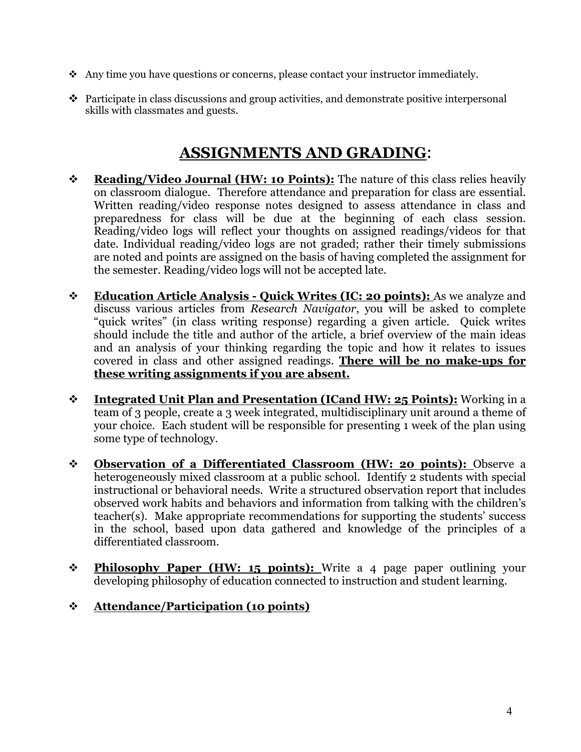- Any time you have questions or concerns, please contact your instructor immediately.
- Participate in class discussions and group activities, and demonstrate positive interpersonal skills with classmates and guests.

## ASSIGNMENTS AND GRADING:

- **Reading/Video Journal (HW: 10 Points):** The nature of this class relies heavily on classroom dialogue. Therefore attendance and preparation for class are essential. Written reading/video response notes designed to assess attendance in class and preparedness for class will be due at the beginning of each class session. Reading/video logs will reflect your thoughts on assigned readings/videos for that date. Individual reading/video logs are not graded; rather their timely submissions are noted and points are assigned on the basis of having completed the assignment for the semester. Reading/video logs will not be accepted late.

- **Education Article Analysis - Quick Writes (IC: 20 points):** As we analyze and discuss various articles from *Research Navigator*, you will be asked to complete "quick writes" (in class writing response) regarding a given article. Quick writes should include the title and author of the article, a brief overview of the main ideas and an analysis of your thinking regarding the topic and how it relates to issues covered in class and other assigned readings. **There will be no make-ups for these writing assignments if you are absent.**

- **Integrated Unit Plan and Presentation (ICand HW: 25 Points):** Working in a team of 3 people, create a 3 week integrated, multidisciplinary unit around a theme of your choice. Each student will be responsible for presenting 1 week of the plan using some type of technology.

- **Observation of a Differentiated Classroom (HW: 20 points):** Observe a heterogeneously mixed classroom at a public school. Identify 2 students with special instructional or behavioral needs. Write a structured observation report that includes observed work habits and behaviors and information from talking with the children's teacher(s). Make appropriate recommendations for supporting the students' success in the school, based upon data gathered and knowledge of the principles of a differentiated classroom.

- **Philosophy Paper (HW: 15 points):** Write a 4 page paper outlining your developing philosophy of education connected to instruction and student learning.

- **Attendance/Participation (10 points)**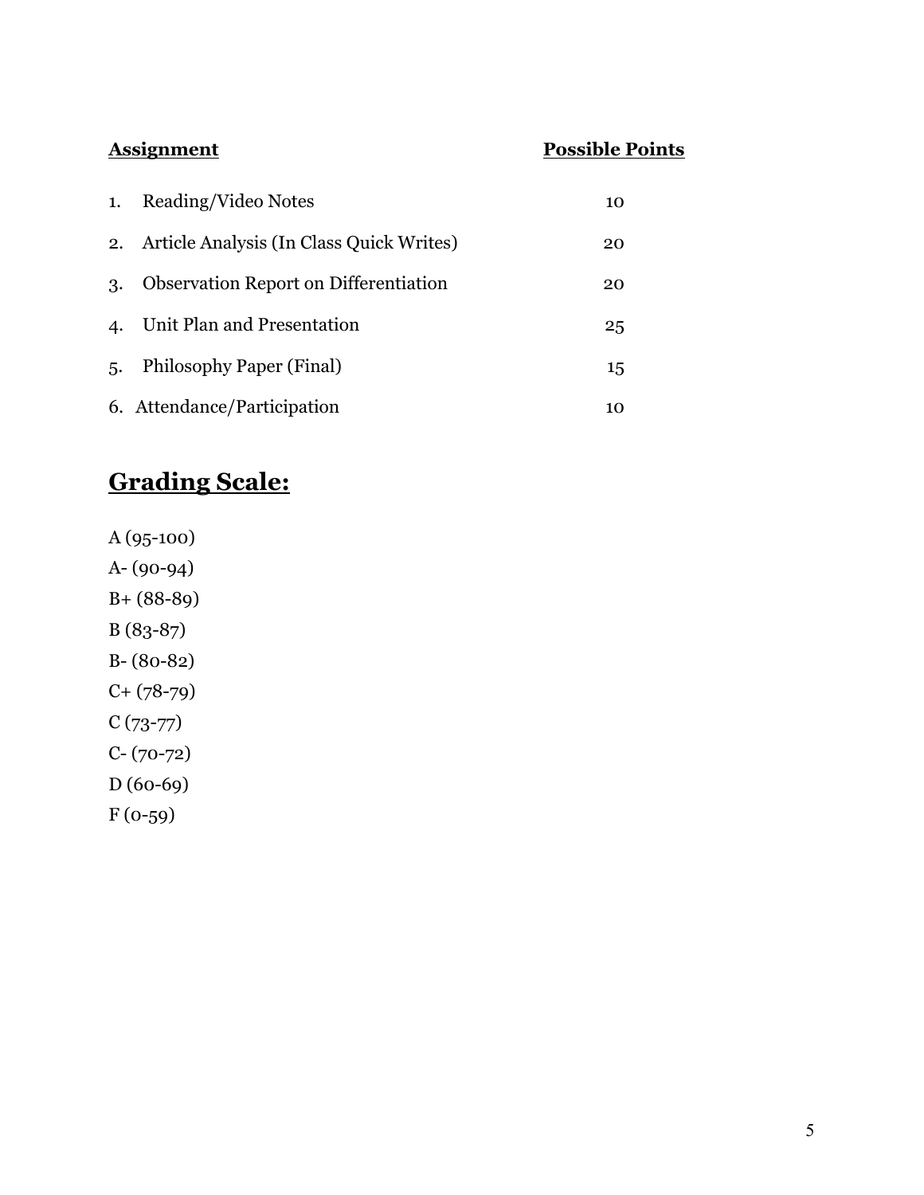| Assignment | Possible Points |
|---|---|
| 1. Reading/Video Notes | 10 |
| 2. Article Analysis (In Class Quick Writes) | 20 |
| 3. Observation Report on Differentiation | 20 |
| 4. Unit Plan and Presentation | 25 |
| 5. Philosophy Paper (Final) | 15 |
| 6. Attendance/Participation | 10 |

## Grading Scale:

A (95-100)

A- (90-94)

B+ (88-89)

B (83-87)

B- (80-82)

C+ (78-79)

C (73-77)

C- (70-72)

D (60-69)

F (0-59)